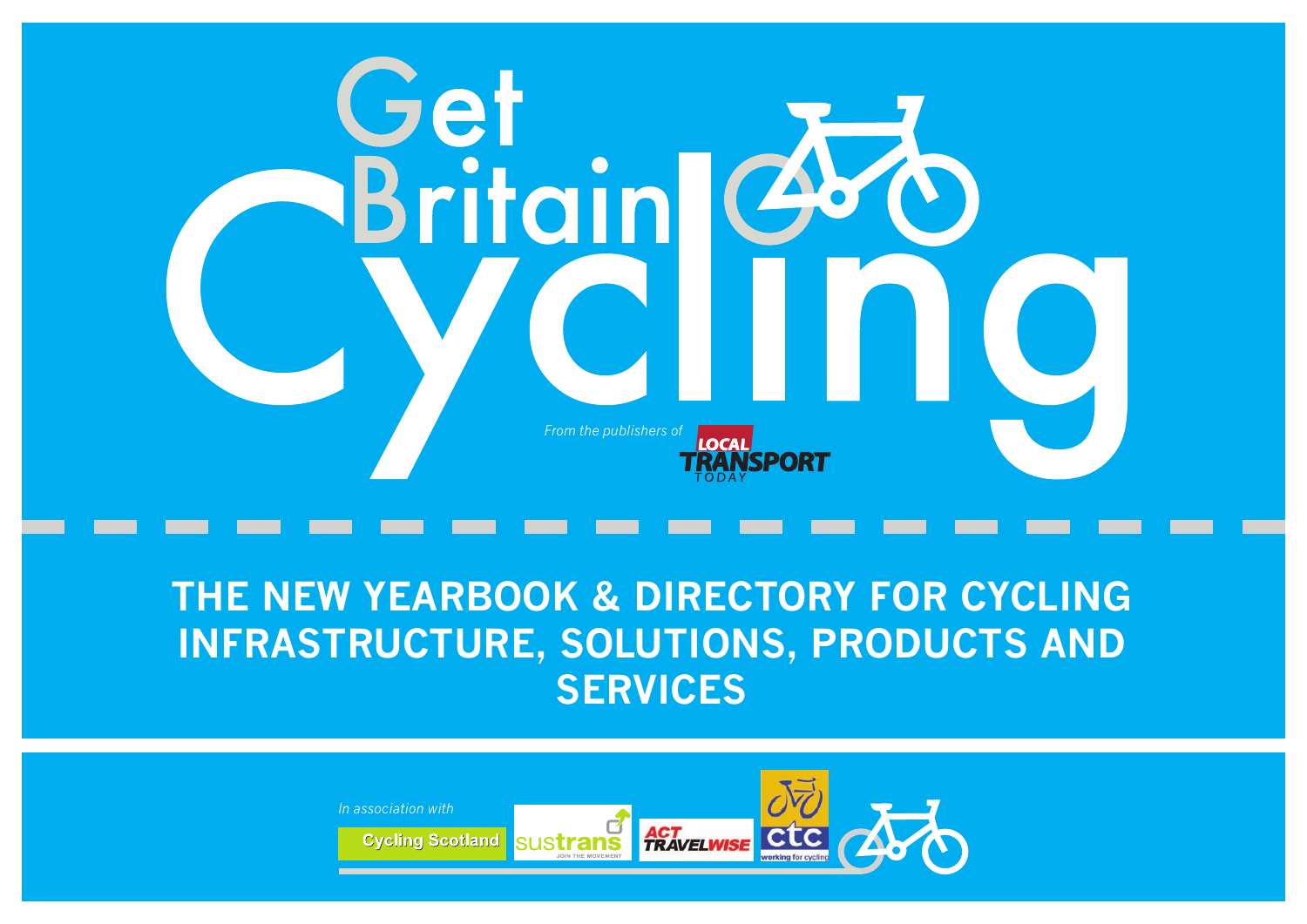# Get Britain Cycling

*From the publishers of* LOCAL TRANSPORT TODAY

## THE NEW YEARBOOK & DIRECTORY FOR CYCLING INFRASTRUCTURE, SOLUTIONS, PRODUCTS AND SERVICES

*In association with*

Cycling Scotland | sustrans JOIN THE MOVEMENT | ACT TRAVELWISE | ctc working for cycling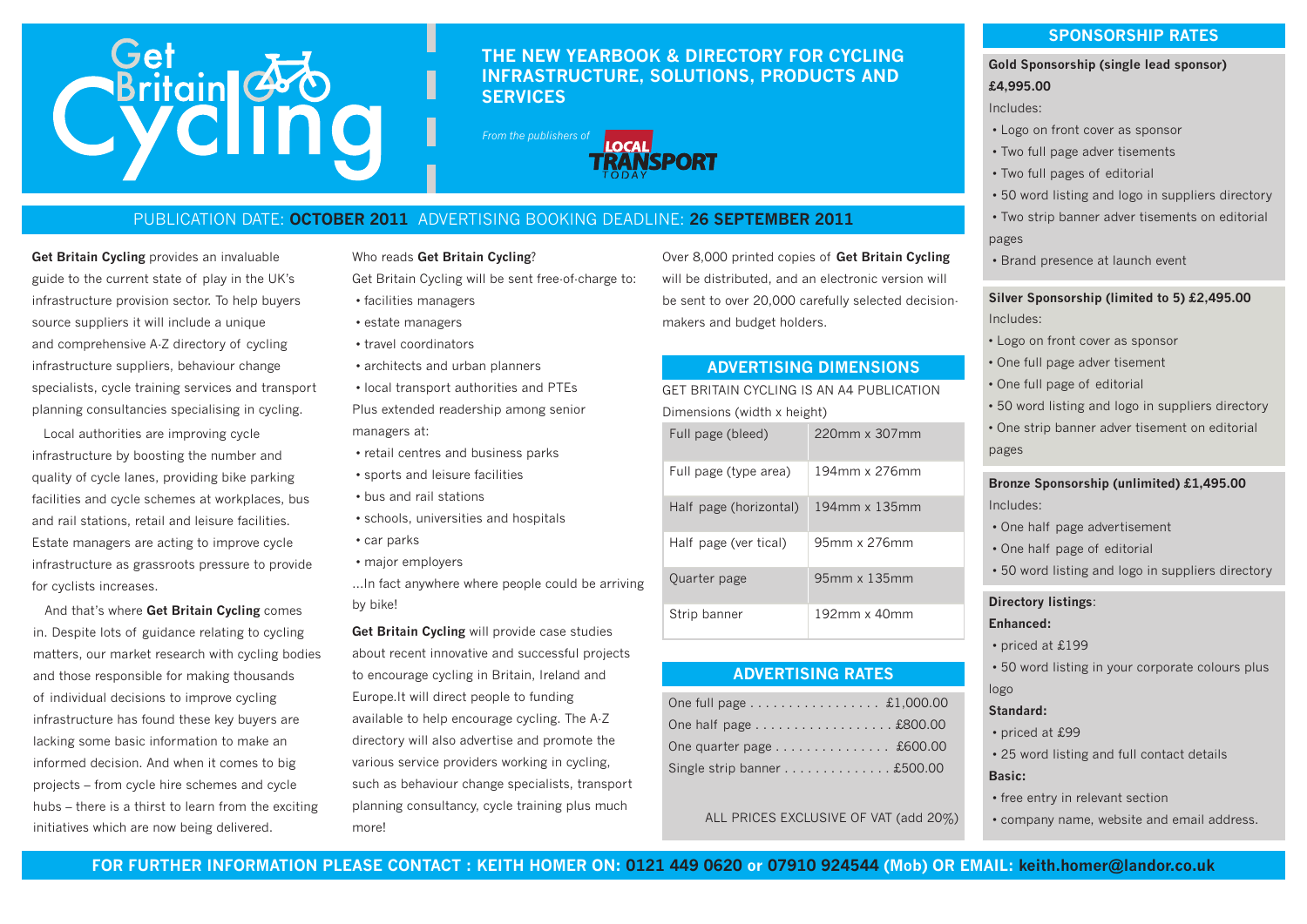# Get Britain Cycling

## THE NEW YEARBOOK & DIRECTORY FOR CYCLING INFRASTRUCTURE, SOLUTIONS, PRODUCTS AND SERVICES

*From the publishers of* LOCAL TRANSPORT TODAY

PUBLICATION DATE: **OCTOBER 2011** ADVERTISING BOOKING DEADLINE: **26 SEPTEMBER 2011**

**Get Britain Cycling** provides an invaluable guide to the current state of play in the UK's infrastructure provision sector. To help buyers source suppliers it will include a unique and comprehensive A-Z directory of cycling infrastructure suppliers, behaviour change specialists, cycle training services and transport planning consultancies specialising in cycling.

Local authorities are improving cycle infrastructure by boosting the number and quality of cycle lanes, providing bike parking facilities and cycle schemes at workplaces, bus and rail stations, retail and leisure facilities. Estate managers are acting to improve cycle infrastructure as grassroots pressure to provide for cyclists increases.

And that's where **Get Britain Cycling** comes in. Despite lots of guidance relating to cycling matters, our market research with cycling bodies and those responsible for making thousands of individual decisions to improve cycling infrastructure has found these key buyers are lacking some basic information to make an informed decision. And when it comes to big projects – from cycle hire schemes and cycle hubs – there is a thirst to learn from the exciting initiatives which are now being delivered.

Who reads **Get Britain Cycling**?

Get Britain Cycling will be sent free-of-charge to:

- facilities managers
- estate managers
- travel coordinators
- architects and urban planners
- local transport authorities and PTEs

Plus extended readership among senior managers at:

- retail centres and business parks
- sports and leisure facilities
- bus and rail stations
- schools, universities and hospitals
- car parks
- major employers

...In fact anywhere where people could be arriving by bike!

**Get Britain Cycling** will provide case studies about recent innovative and successful projects to encourage cycling in Britain, Ireland and Europe.It will direct people to funding available to help encourage cycling. The A-Z directory will also advertise and promote the various service providers working in cycling, such as behaviour change specialists, transport planning consultancy, cycle training plus much more!

Over 8,000 printed copies of **Get Britain Cycling** will be distributed, and an electronic version will be sent to over 20,000 carefully selected decision-makers and budget holders.

## ADVERTISING DIMENSIONS

GET BRITAIN CYCLING IS AN A4 PUBLICATION

Dimensions (width x height)

| | |
|---|---|
| Full page (bleed) | 220mm x 307mm |
| Full page (type area) | 194mm x 276mm |
| Half page (horizontal) | 194mm x 135mm |
| Half page (vertical) | 95mm x 276mm |
| Quarter page | 95mm x 135mm |
| Strip banner | 192mm x 40mm |

## ADVERTISING RATES

| | |
|---|---|
| One full page | £1,000.00 |
| One half page | £800.00 |
| One quarter page | £600.00 |
| Single strip banner | £500.00 |

ALL PRICES EXCLUSIVE OF VAT (add 20%)

## SPONSORSHIP RATES

**Gold Sponsorship (single lead sponsor) £4,995.00**

Includes:

- Logo on front cover as sponsor
- Two full page advertisements
- Two full pages of editorial
- 50 word listing and logo in suppliers directory
- Two strip banner advertisements on editorial pages
- Brand presence at launch event

**Silver Sponsorship (limited to 5) £2,495.00**

Includes:

- Logo on front cover as sponsor
- One full page advertisement
- One full page of editorial
- 50 word listing and logo in suppliers directory
- One strip banner advertisement on editorial pages

**Bronze Sponsorship (unlimited) £1,495.00**

Includes:

- One half page advertisement
- One half page of editorial
- 50 word listing and logo in suppliers directory

**Directory listings**:

**Enhanced:**

- priced at £199
- 50 word listing in your corporate colours plus logo

**Standard:**

- priced at £99
- 25 word listing and full contact details

**Basic:**

- free entry in relevant section
- company name, website and email address.

**FOR FURTHER INFORMATION PLEASE CONTACT : KEITH HOMER ON: 0121 449 0620 or 07910 924544 (Mob) OR EMAIL: keith.homer@landor.co.uk**